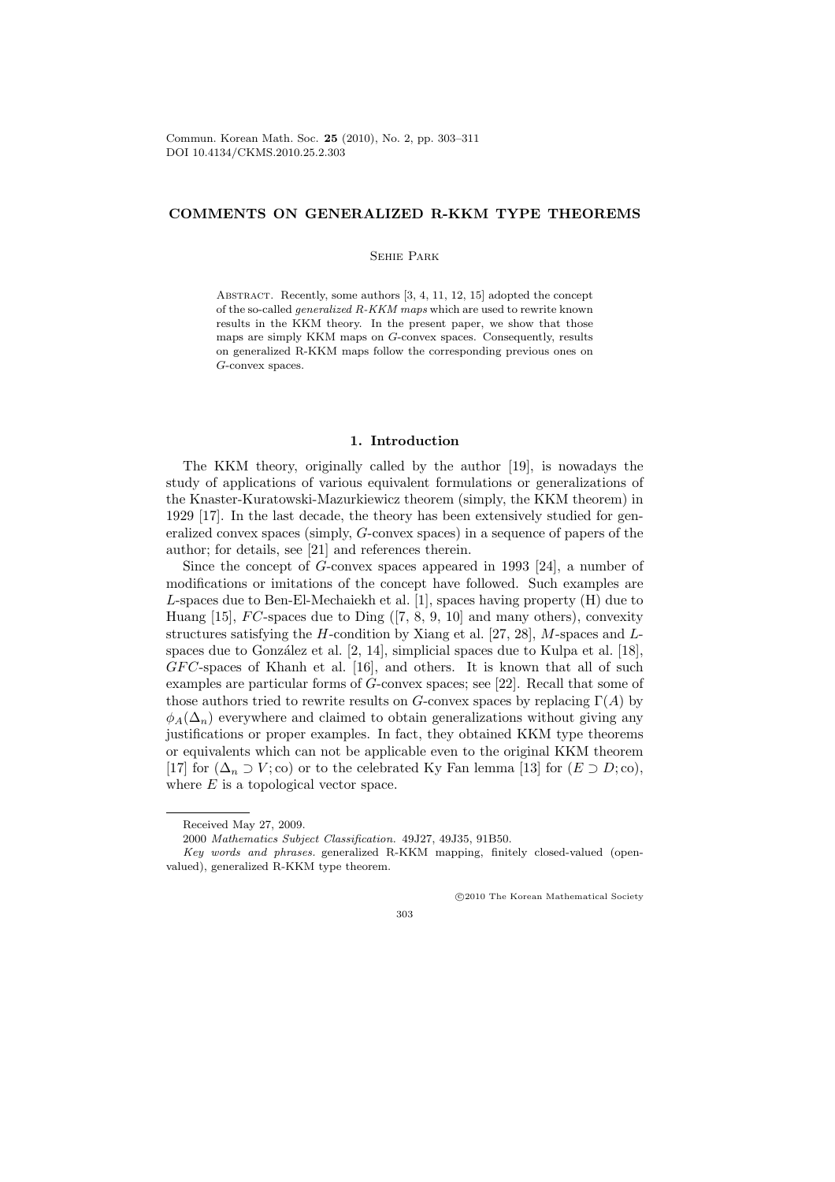# COMMENTS ON GENERALIZED R-KKM TYPE THEOREMS

Sehie Park

Abstract. Recently, some authors [3, 4, 11, 12, 15] adopted the concept of the so-called *generalized R-KKM maps* which are used to rewrite known results in the KKM theory. In the present paper, we show that those maps are simply KKM maps on $G$-convex spaces. Consequently, results on generalized R-KKM maps follow the corresponding previous ones on $G$-convex spaces.

## 1. Introduction

The KKM theory, originally called by the author [19], is nowadays the study of applications of various equivalent formulations or generalizations of the Knaster-Kuratowski-Mazurkiewicz theorem (simply, the KKM theorem) in 1929 [17]. In the last decade, the theory has been extensively studied for generalized convex spaces (simply, $G$-convex spaces) in a sequence of papers of the author; for details, see [21] and references therein.

Since the concept of $G$-convex spaces appeared in 1993 [24], a number of modifications or imitations of the concept have followed. Such examples are $L$-spaces due to Ben-El-Mechaiekh et al. [1], spaces having property (H) due to Huang [15], $FC$-spaces due to Ding ([7, 8, 9, 10] and many others), convexity structures satisfying the $H$-condition by Xiang et al. [27, 28], $M$-spaces and $L$-spaces due to González et al. [2, 14], simplicial spaces due to Kulpa et al. [18], $GFC$-spaces of Khanh et al. [16], and others. It is known that all of such examples are particular forms of $G$-convex spaces; see [22]. Recall that some of those authors tried to rewrite results on $G$-convex spaces by replacing $\Gamma(A)$ by $\phi_A(\Delta_n)$ everywhere and claimed to obtain generalizations without giving any justifications or proper examples. In fact, they obtained KKM type theorems or equivalents which can not be applicable even to the original KKM theorem [17] for $(\Delta_n \supset V; \mathrm{co})$ or to the celebrated Ky Fan lemma [13] for $(E \supset D; \mathrm{co})$, where $E$ is a topological vector space.

---

Received May 27, 2009.

2000 *Mathematics Subject Classification.* 49J27, 49J35, 91B50.

*Key words and phrases.* generalized R-KKM mapping, finitely closed-valued (open-valued), generalized R-KKM type theorem.

©2010 The Korean Mathematical Society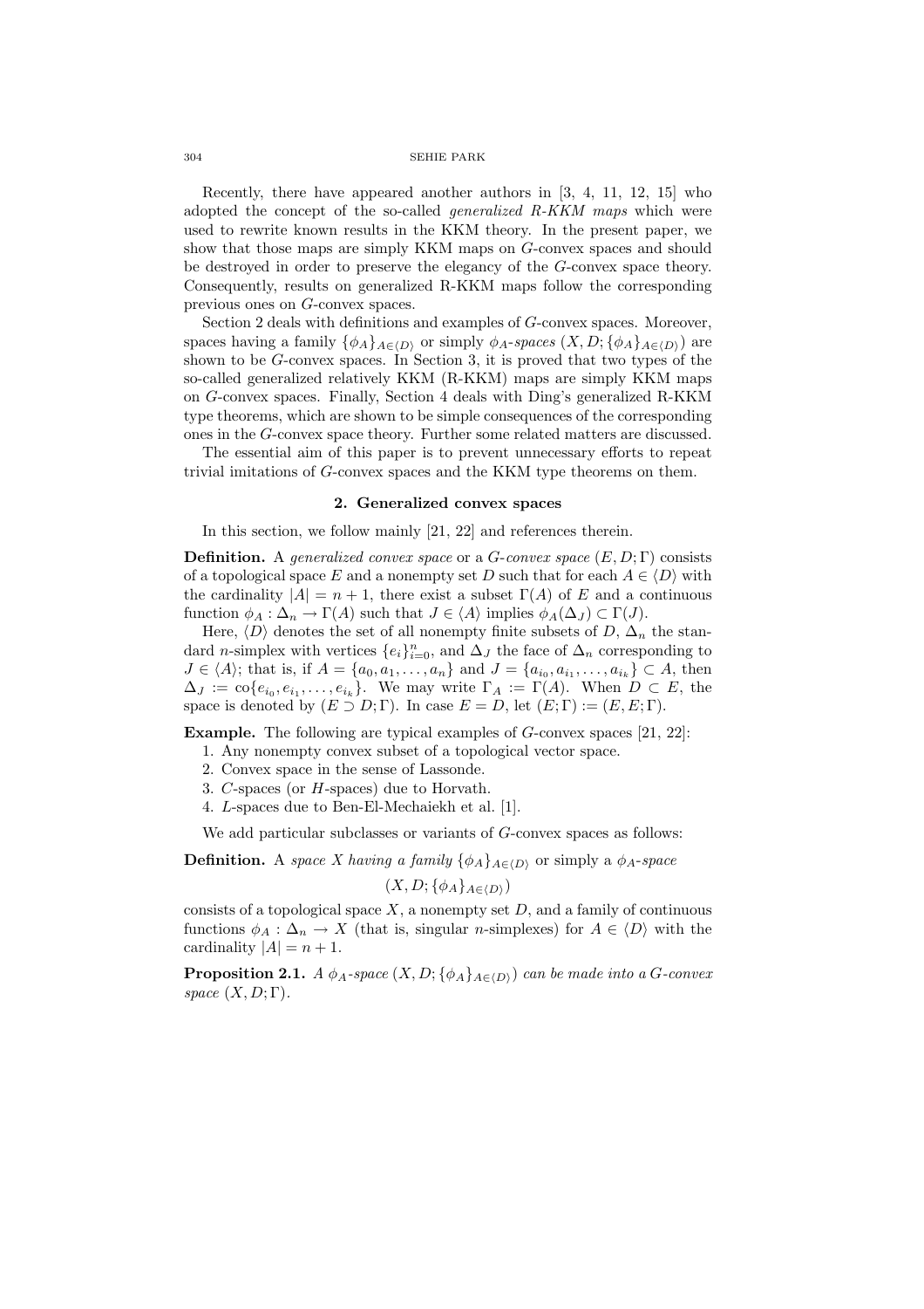Recently, there have appeared another authors in [3, 4, 11, 12, 15] who adopted the concept of the so-called *generalized R-KKM maps* which were used to rewrite known results in the KKM theory. In the present paper, we show that those maps are simply KKM maps on $G$-convex spaces and should be destroyed in order to preserve the elegancy of the $G$-convex space theory. Consequently, results on generalized R-KKM maps follow the corresponding previous ones on $G$-convex spaces.

Section 2 deals with definitions and examples of $G$-convex spaces. Moreover, spaces having a family $\{\phi_A\}_{A\in\langle D\rangle}$ or simply $\phi_A$-*spaces* $(X, D; \{\phi_A\}_{A\in\langle D\rangle})$ are shown to be $G$-convex spaces. In Section 3, it is proved that two types of the so-called generalized relatively KKM (R-KKM) maps are simply KKM maps on $G$-convex spaces. Finally, Section 4 deals with Ding's generalized R-KKM type theorems, which are shown to be simple consequences of the corresponding ones in the $G$-convex space theory. Further some related matters are discussed.

The essential aim of this paper is to prevent unnecessary efforts to repeat trivial imitations of $G$-convex spaces and the KKM type theorems on them.

## 2. Generalized convex spaces

In this section, we follow mainly [21, 22] and references therein.

**Definition.** A *generalized convex space* or a $G$-*convex space* $(E, D; \Gamma)$ consists of a topological space $E$ and a nonempty set $D$ such that for each $A \in \langle D\rangle$ with the cardinality $|A| = n + 1$, there exist a subset $\Gamma(A)$ of $E$ and a continuous function $\phi_A : \Delta_n \to \Gamma(A)$ such that $J \in \langle A\rangle$ implies $\phi_A(\Delta_J) \subset \Gamma(J)$.

Here, $\langle D\rangle$ denotes the set of all nonempty finite subsets of $D$, $\Delta_n$ the standard $n$-simplex with vertices $\{e_i\}_{i=0}^n$, and $\Delta_J$ the face of $\Delta_n$ corresponding to $J \in \langle A\rangle$; that is, if $A = \{a_0, a_1, \ldots, a_n\}$ and $J = \{a_{i_0}, a_{i_1}, \ldots, a_{i_k}\} \subset A$, then $\Delta_J := \mathrm{co}\{e_{i_0}, e_{i_1}, \ldots, e_{i_k}\}$. We may write $\Gamma_A := \Gamma(A)$. When $D \subset E$, the space is denoted by $(E \supset D; \Gamma)$. In case $E = D$, let $(E; \Gamma) := (E, E; \Gamma)$.

**Example.** The following are typical examples of $G$-convex spaces [21, 22]:

1. Any nonempty convex subset of a topological vector space.
2. Convex space in the sense of Lassonde.
3. $C$-spaces (or $H$-spaces) due to Horvath.
4. $L$-spaces due to Ben-El-Mechaiekh et al. [1].

We add particular subclasses or variants of $G$-convex spaces as follows:

**Definition.** A *space $X$ having a family* $\{\phi_A\}_{A\in\langle D\rangle}$ or simply a $\phi_A$-*space*

$$(X, D; \{\phi_A\}_{A\in\langle D\rangle})$$

consists of a topological space $X$, a nonempty set $D$, and a family of continuous functions $\phi_A : \Delta_n \to X$ (that is, singular $n$-simplexes) for $A \in \langle D\rangle$ with the cardinality $|A| = n + 1$.

**Proposition 2.1.** *A $\phi_A$-space $(X, D; \{\phi_A\}_{A\in\langle D\rangle})$ can be made into a $G$-convex space $(X, D; \Gamma)$.*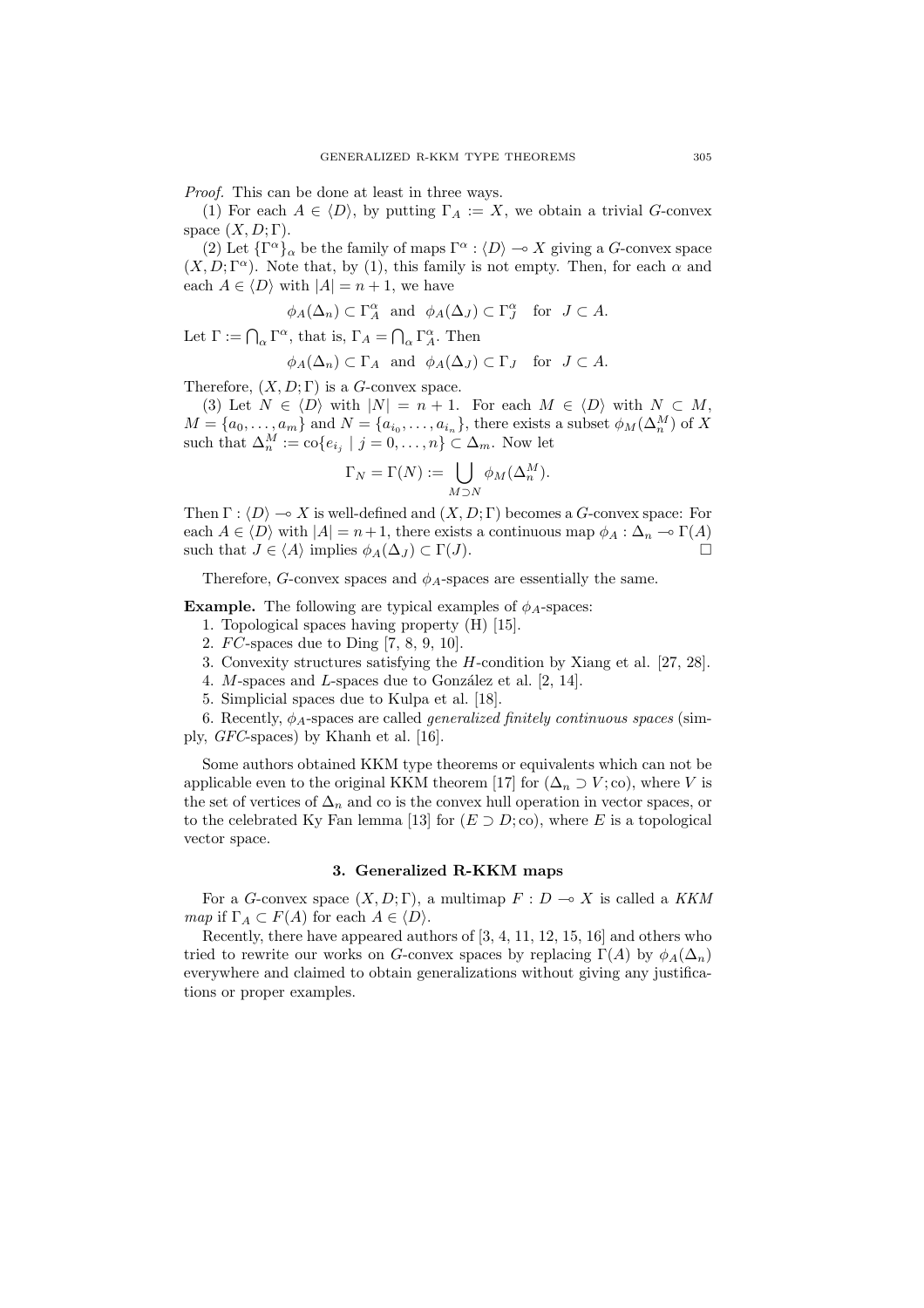*Proof.* This can be done at least in three ways.

(1) For each $A \in \langle D \rangle$, by putting $\Gamma_A := X$, we obtain a trivial $G$-convex space $(X, D; \Gamma)$.

(2) Let $\{\Gamma^\alpha\}_\alpha$ be the family of maps $\Gamma^\alpha : \langle D \rangle \multimap X$ giving a $G$-convex space $(X, D; \Gamma^\alpha)$. Note that, by (1), this family is not empty. Then, for each $\alpha$ and each $A \in \langle D \rangle$ with $|A| = n + 1$, we have

$$\phi_A(\Delta_n) \subset \Gamma^\alpha_A \quad \text{and} \quad \phi_A(\Delta_J) \subset \Gamma^\alpha_J \quad \text{for} \quad J \subset A.$$

Let $\Gamma := \bigcap_\alpha \Gamma^\alpha$, that is, $\Gamma_A = \bigcap_\alpha \Gamma^\alpha_A$. Then

$$\phi_A(\Delta_n) \subset \Gamma_A \quad \text{and} \quad \phi_A(\Delta_J) \subset \Gamma_J \quad \text{for} \quad J \subset A.$$

Therefore, $(X, D; \Gamma)$ is a $G$-convex space.

(3) Let $N \in \langle D \rangle$ with $|N| = n + 1$. For each $M \in \langle D \rangle$ with $N \subset M$, $M = \{a_0, \ldots, a_m\}$ and $N = \{a_{i_0}, \ldots, a_{i_n}\}$, there exists a subset $\phi_M(\Delta^M_n)$ of $X$ such that $\Delta^M_n := \text{co}\{e_{i_j} \mid j = 0, \ldots, n\} \subset \Delta_m$. Now let

$$\Gamma_N = \Gamma(N) := \bigcup_{M \supset N} \phi_M(\Delta^M_n).$$

Then $\Gamma : \langle D \rangle \multimap X$ is well-defined and $(X, D; \Gamma)$ becomes a $G$-convex space: For each $A \in \langle D \rangle$ with $|A| = n+1$, there exists a continuous map $\phi_A : \Delta_n \multimap \Gamma(A)$ such that $J \in \langle A \rangle$ implies $\phi_A(\Delta_J) \subset \Gamma(J)$. □

Therefore, $G$-convex spaces and $\phi_A$-spaces are essentially the same.

**Example.** The following are typical examples of $\phi_A$-spaces:

1. Topological spaces having property (H) [15].
2. $FC$-spaces due to Ding [7, 8, 9, 10].
3. Convexity structures satisfying the $H$-condition by Xiang et al. [27, 28].
4. $M$-spaces and $L$-spaces due to González et al. [2, 14].
5. Simplicial spaces due to Kulpa et al. [18].
6. Recently, $\phi_A$-spaces are called *generalized finitely continuous spaces* (simply, $GFC$-spaces) by Khanh et al. [16].

Some authors obtained KKM type theorems or equivalents which can not be applicable even to the original KKM theorem [17] for $(\Delta_n \supset V; \text{co})$, where $V$ is the set of vertices of $\Delta_n$ and co is the convex hull operation in vector spaces, or to the celebrated Ky Fan lemma [13] for $(E \supset D; \text{co})$, where $E$ is a topological vector space.

## 3. Generalized R-KKM maps

For a $G$-convex space $(X, D; \Gamma)$, a multimap $F : D \multimap X$ is called a *KKM map* if $\Gamma_A \subset F(A)$ for each $A \in \langle D \rangle$.

Recently, there have appeared authors of [3, 4, 11, 12, 15, 16] and others who tried to rewrite our works on $G$-convex spaces by replacing $\Gamma(A)$ by $\phi_A(\Delta_n)$ everywhere and claimed to obtain generalizations without giving any justifications or proper examples.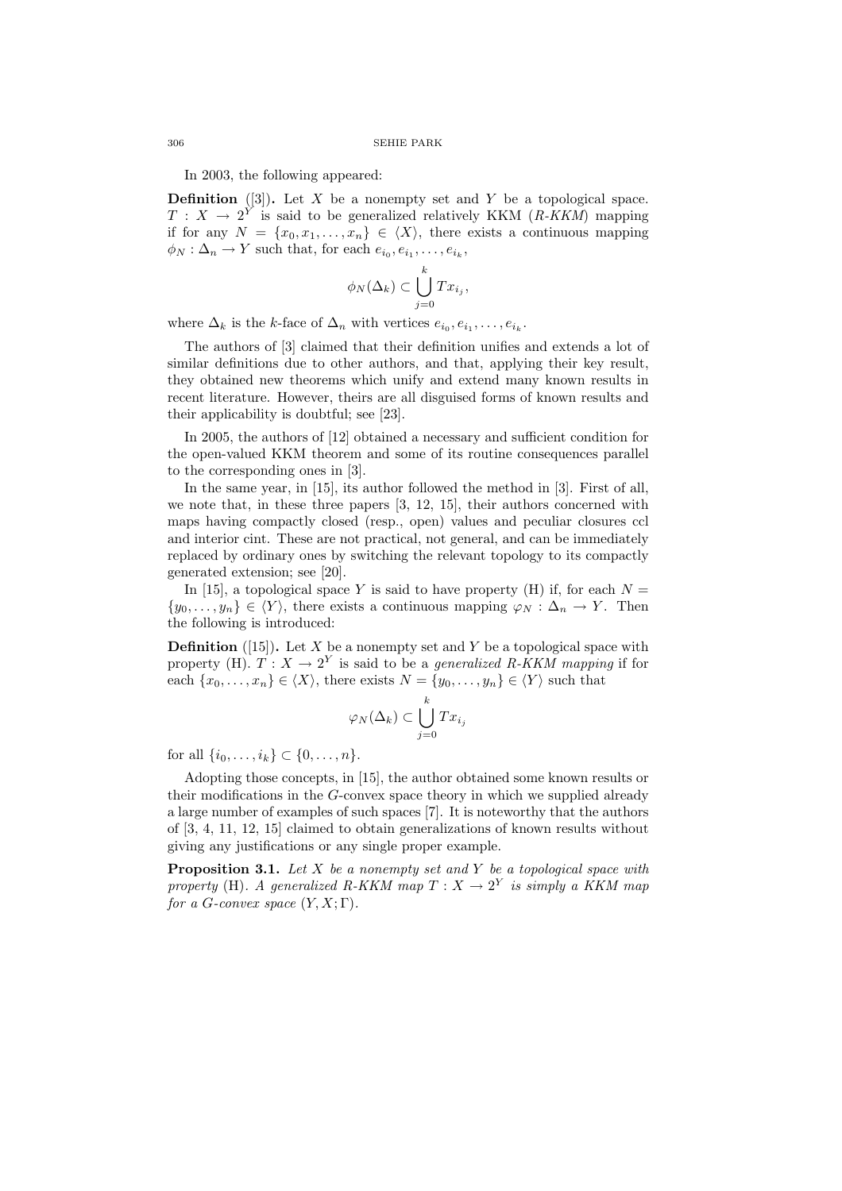In 2003, the following appeared:

**Definition** ([3])**.** Let $X$ be a nonempty set and $Y$ be a topological space. $T : X \to 2^Y$ is said to be generalized relatively KKM (*R-KKM*) mapping if for any $N = \{x_0, x_1, \dots, x_n\} \in \langle X \rangle$, there exists a continuous mapping $\phi_N : \Delta_n \to Y$ such that, for each $e_{i_0}, e_{i_1}, \dots, e_{i_k}$,

$$\phi_N(\Delta_k) \subset \bigcup_{j=0}^{k} Tx_{i_j},$$

where $\Delta_k$ is the $k$-face of $\Delta_n$ with vertices $e_{i_0}, e_{i_1}, \dots, e_{i_k}$.

The authors of [3] claimed that their definition unifies and extends a lot of similar definitions due to other authors, and that, applying their key result, they obtained new theorems which unify and extend many known results in recent literature. However, theirs are all disguised forms of known results and their applicability is doubtful; see [23].

In 2005, the authors of [12] obtained a necessary and sufficient condition for the open-valued KKM theorem and some of its routine consequences parallel to the corresponding ones in [3].

In the same year, in [15], its author followed the method in [3]. First of all, we note that, in these three papers [3, 12, 15], their authors concerned with maps having compactly closed (resp., open) values and peculiar closures ccl and interior cint. These are not practical, not general, and can be immediately replaced by ordinary ones by switching the relevant topology to its compactly generated extension; see [20].

In [15], a topological space $Y$ is said to have property (H) if, for each $N = \{y_0, \dots, y_n\} \in \langle Y \rangle$, there exists a continuous mapping $\varphi_N : \Delta_n \to Y$. Then the following is introduced:

**Definition** ([15])**.** Let $X$ be a nonempty set and $Y$ be a topological space with property (H). $T : X \to 2^Y$ is said to be a *generalized R-KKM mapping* if for each $\{x_0, \dots, x_n\} \in \langle X \rangle$, there exists $N = \{y_0, \dots, y_n\} \in \langle Y \rangle$ such that

$$\varphi_N(\Delta_k) \subset \bigcup_{j=0}^{k} Tx_{i_j}$$

for all $\{i_0, \dots, i_k\} \subset \{0, \dots, n\}$.

Adopting those concepts, in [15], the author obtained some known results or their modifications in the $G$-convex space theory in which we supplied already a large number of examples of such spaces [7]. It is noteworthy that the authors of [3, 4, 11, 12, 15] claimed to obtain generalizations of known results without giving any justifications or any single proper example.

**Proposition 3.1.** *Let $X$ be a nonempty set and $Y$ be a topological space with property* (H)*. A generalized R-KKM map $T : X \to 2^Y$ is simply a KKM map for a $G$-convex space $(Y, X; \Gamma)$.*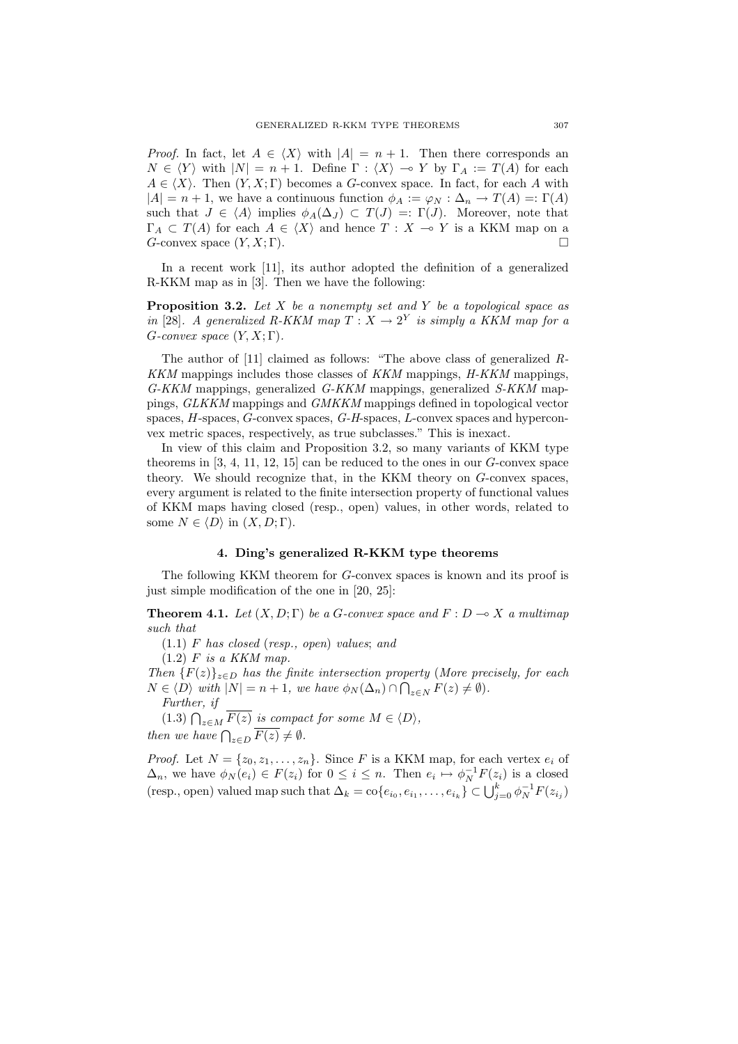*Proof.* In fact, let $A \in \langle X \rangle$ with $|A| = n + 1$. Then there corresponds an $N \in \langle Y \rangle$ with $|N| = n + 1$. Define $\Gamma : \langle X \rangle \multimap Y$ by $\Gamma_A := T(A)$ for each $A \in \langle X \rangle$. Then $(Y, X; \Gamma)$ becomes a $G$-convex space. In fact, for each $A$ with $|A| = n + 1$, we have a continuous function $\phi_A := \varphi_N : \Delta_n \to T(A) =: \Gamma(A)$ such that $J \in \langle A \rangle$ implies $\phi_A(\Delta_J) \subset T(J) =: \Gamma(J)$. Moreover, note that $\Gamma_A \subset T(A)$ for each $A \in \langle X \rangle$ and hence $T : X \multimap Y$ is a KKM map on a $G$-convex space $(Y, X; \Gamma)$. □

In a recent work [11], its author adopted the definition of a generalized R-KKM map as in [3]. Then we have the following:

**Proposition 3.2.** *Let $X$ be a nonempty set and $Y$ be a topological space as in* [28]*. A generalized R-KKM map $T : X \to 2^Y$ is simply a KKM map for a $G$-convex space $(Y, X; \Gamma)$.*

The author of [11] claimed as follows: "The above class of generalized *R-KKM* mappings includes those classes of *KKM* mappings, *H-KKM* mappings, *G-KKM* mappings, generalized *G-KKM* mappings, generalized *S-KKM* mappings, *GLKKM* mappings and *GMKKM* mappings defined in topological vector spaces, $H$-spaces, $G$-convex spaces, $G$-$H$-spaces, $L$-convex spaces and hyperconvex metric spaces, respectively, as true subclasses." This is inexact.

In view of this claim and Proposition 3.2, so many variants of KKM type theorems in [3, 4, 11, 12, 15] can be reduced to the ones in our $G$-convex space theory. We should recognize that, in the KKM theory on $G$-convex spaces, every argument is related to the finite intersection property of functional values of KKM maps having closed (resp., open) values, in other words, related to some $N \in \langle D \rangle$ in $(X, D; \Gamma)$.

## 4. Ding's generalized R-KKM type theorems

The following KKM theorem for $G$-convex spaces is known and its proof is just simple modification of the one in [20, 25]:

**Theorem 4.1.** *Let $(X, D; \Gamma)$ be a $G$-convex space and $F : D \multimap X$ a multimap such that*

(1.1) *$F$ has closed* (*resp., open*) *values*; *and*

(1.2) *$F$ is a KKM map.*

*Then $\{F(z)\}_{z \in D}$ has the finite intersection property* (*More precisely, for each $N \in \langle D \rangle$ with $|N| = n + 1$, we have $\phi_N(\Delta_n) \cap \bigcap_{z \in N} F(z) \neq \emptyset$*)*.*

*Further, if*

(1.3) *$\bigcap_{z \in M} \overline{F(z)}$ is compact for some $M \in \langle D \rangle$,*

*then we have $\bigcap_{z \in D} \overline{F(z)} \neq \emptyset$.*

*Proof.* Let $N = \{z_0, z_1, \ldots, z_n\}$. Since $F$ is a KKM map, for each vertex $e_i$ of $\Delta_n$, we have $\phi_N(e_i) \in F(z_i)$ for $0 \leq i \leq n$. Then $e_i \mapsto \phi_N^{-1} F(z_i)$ is a closed (resp., open) valued map such that $\Delta_k = \mathrm{co}\{e_{i_0}, e_{i_1}, \ldots, e_{i_k}\} \subset \bigcup_{j=0}^{k} \phi_N^{-1} F(z_{i_j})$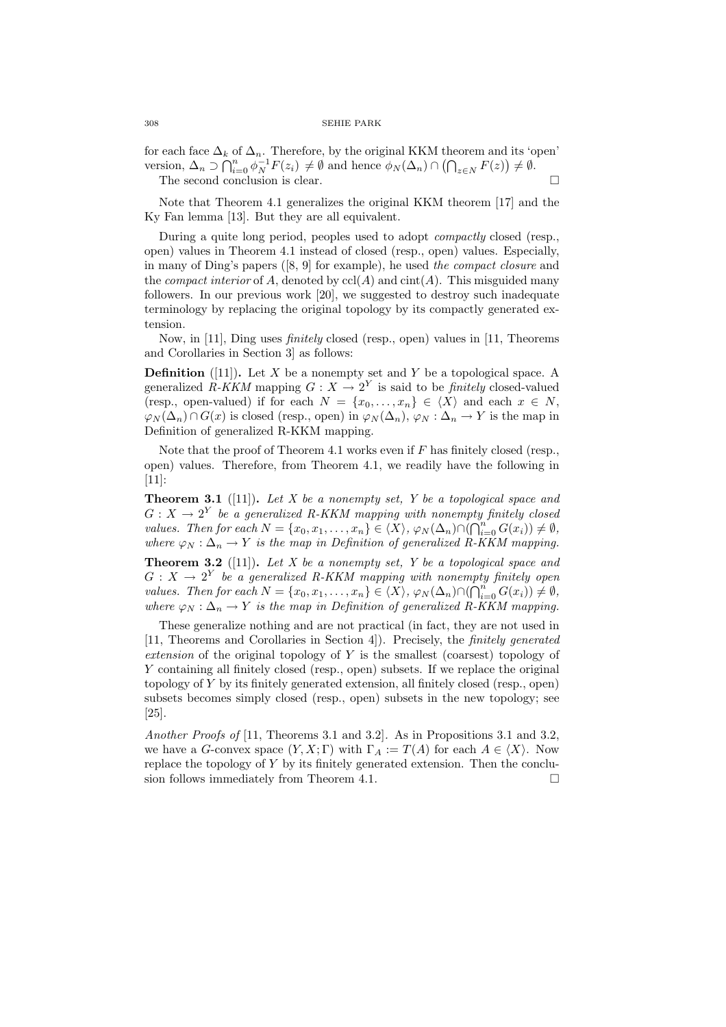for each face $\Delta_k$ of $\Delta_n$. Therefore, by the original KKM theorem and its 'open' version, $\Delta_n \supset \bigcap_{i=0}^n \phi_N^{-1} F(z_i) \neq \emptyset$ and hence $\phi_N(\Delta_n) \cap \left(\bigcap_{z\in N} F(z)\right) \neq \emptyset$.

The second conclusion is clear. $\square$

Note that Theorem 4.1 generalizes the original KKM theorem [17] and the Ky Fan lemma [13]. But they are all equivalent.

During a quite long period, peoples used to adopt *compactly* closed (resp., open) values in Theorem 4.1 instead of closed (resp., open) values. Especially, in many of Ding's papers ([8, 9] for example), he used *the compact closure* and the *compact interior* of $A$, denoted by $\mathrm{ccl}(A)$ and $\mathrm{cint}(A)$. This misguided many followers. In our previous work [20], we suggested to destroy such inadequate terminology by replacing the original topology by its compactly generated extension.

Now, in [11], Ding uses *finitely* closed (resp., open) values in [11, Theorems and Corollaries in Section 3] as follows:

**Definition** ([11])**.** Let $X$ be a nonempty set and $Y$ be a topological space. A generalized $R$-$KKM$ mapping $G : X \to 2^Y$ is said to be *finitely* closed-valued (resp., open-valued) if for each $N = \{x_0, \ldots, x_n\} \in \langle X\rangle$ and each $x \in N$, $\varphi_N(\Delta_n) \cap G(x)$ is closed (resp., open) in $\varphi_N(\Delta_n)$, $\varphi_N : \Delta_n \to Y$ is the map in Definition of generalized R-KKM mapping.

Note that the proof of Theorem 4.1 works even if $F$ has finitely closed (resp., open) values. Therefore, from Theorem 4.1, we readily have the following in [11]:

**Theorem 3.1** ([11])**.** *Let $X$ be a nonempty set, $Y$ be a topological space and $G : X \to 2^Y$ be a generalized R-KKM mapping with nonempty finitely closed values. Then for each $N = \{x_0, x_1, \ldots, x_n\} \in \langle X\rangle$, $\varphi_N(\Delta_n) \cap (\bigcap_{i=0}^n G(x_i)) \neq \emptyset$, where $\varphi_N : \Delta_n \to Y$ is the map in Definition of generalized R-KKM mapping.*

**Theorem 3.2** ([11])**.** *Let $X$ be a nonempty set, $Y$ be a topological space and $G : X \to 2^Y$ be a generalized R-KKM mapping with nonempty finitely open values. Then for each $N = \{x_0, x_1, \ldots, x_n\} \in \langle X\rangle$, $\varphi_N(\Delta_n) \cap (\bigcap_{i=0}^n G(x_i)) \neq \emptyset$, where $\varphi_N : \Delta_n \to Y$ is the map in Definition of generalized R-KKM mapping.*

These generalize nothing and are not practical (in fact, they are not used in [11, Theorems and Corollaries in Section 4]). Precisely, the *finitely generated extension* of the original topology of $Y$ is the smallest (coarsest) topology of $Y$ containing all finitely closed (resp., open) subsets. If we replace the original topology of $Y$ by its finitely generated extension, all finitely closed (resp., open) subsets becomes simply closed (resp., open) subsets in the new topology; see [25].

*Another Proofs of* [11, Theorems 3.1 and 3.2]. As in Propositions 3.1 and 3.2, we have a $G$-convex space $(Y, X; \Gamma)$ with $\Gamma_A := T(A)$ for each $A \in \langle X\rangle$. Now replace the topology of $Y$ by its finitely generated extension. Then the conclusion follows immediately from Theorem 4.1. $\square$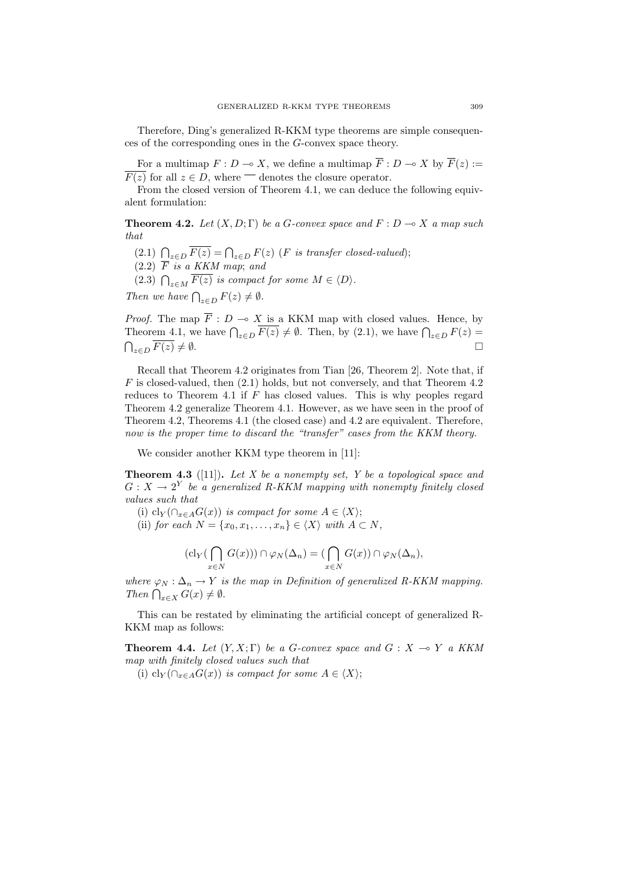Therefore, Ding's generalized R-KKM type theorems are simple consequences of the corresponding ones in the $G$-convex space theory.

For a multimap $F : D \multimap X$, we define a multimap $\overline{F} : D \multimap X$ by $\overline{F}(z) := \overline{F(z)}$ for all $z \in D$, where $\overline{\phantom{x}}$ denotes the closure operator.

From the closed version of Theorem 4.1, we can deduce the following equivalent formulation:

**Theorem 4.2.** *Let $(X, D; \Gamma)$ be a $G$-convex space and $F : D \multimap X$ a map such that*

(2.1) $\bigcap_{z\in D} \overline{F(z)} = \bigcap_{z\in D} F(z)$ *($F$ is transfer closed-valued);*

(2.2) $\overline{F}$ *is a KKM map; and*

(2.3) $\bigcap_{z\in M} \overline{F(z)}$ *is compact for some $M \in \langle D\rangle$.*

*Then we have $\bigcap_{z\in D} F(z) \neq \emptyset$.*

*Proof.* The map $\overline{F} : D \multimap X$ is a KKM map with closed values. Hence, by Theorem 4.1, we have $\bigcap_{z\in D} \overline{F(z)} \neq \emptyset$. Then, by (2.1), we have $\bigcap_{z\in D} F(z) = \bigcap_{z\in D} \overline{F(z)} \neq \emptyset$. □

Recall that Theorem 4.2 originates from Tian [26, Theorem 2]. Note that, if $F$ is closed-valued, then (2.1) holds, but not conversely, and that Theorem 4.2 reduces to Theorem 4.1 if $F$ has closed values. This is why peoples regard Theorem 4.2 generalize Theorem 4.1. However, as we have seen in the proof of Theorem 4.2, Theorems 4.1 (the closed case) and 4.2 are equivalent. Therefore, *now is the proper time to discard the "transfer" cases from the KKM theory.*

We consider another KKM type theorem in [11]:

**Theorem 4.3** ([11])**.** *Let $X$ be a nonempty set, $Y$ be a topological space and $G : X \to 2^Y$ be a generalized R-KKM mapping with nonempty finitely closed values such that*

(i) $\mathrm{cl}_Y(\cap_{x\in A} G(x))$ *is compact for some $A \in \langle X\rangle$;*

(ii) *for each $N = \{x_0, x_1, \ldots, x_n\} \in \langle X\rangle$ with $A \subset N$,*

$$(\mathrm{cl}_Y(\bigcap_{x\in N} G(x))) \cap \varphi_N(\Delta_n) = (\bigcap_{x\in N} G(x)) \cap \varphi_N(\Delta_n),$$

*where $\varphi_N : \Delta_n \to Y$ is the map in Definition of generalized R-KKM mapping. Then $\bigcap_{x\in X} G(x) \neq \emptyset$.*

This can be restated by eliminating the artificial concept of generalized R-KKM map as follows:

**Theorem 4.4.** *Let $(Y, X; \Gamma)$ be a $G$-convex space and $G : X \multimap Y$ a KKM map with finitely closed values such that*

(i) $\mathrm{cl}_Y(\cap_{x\in A} G(x))$ *is compact for some $A \in \langle X\rangle$;*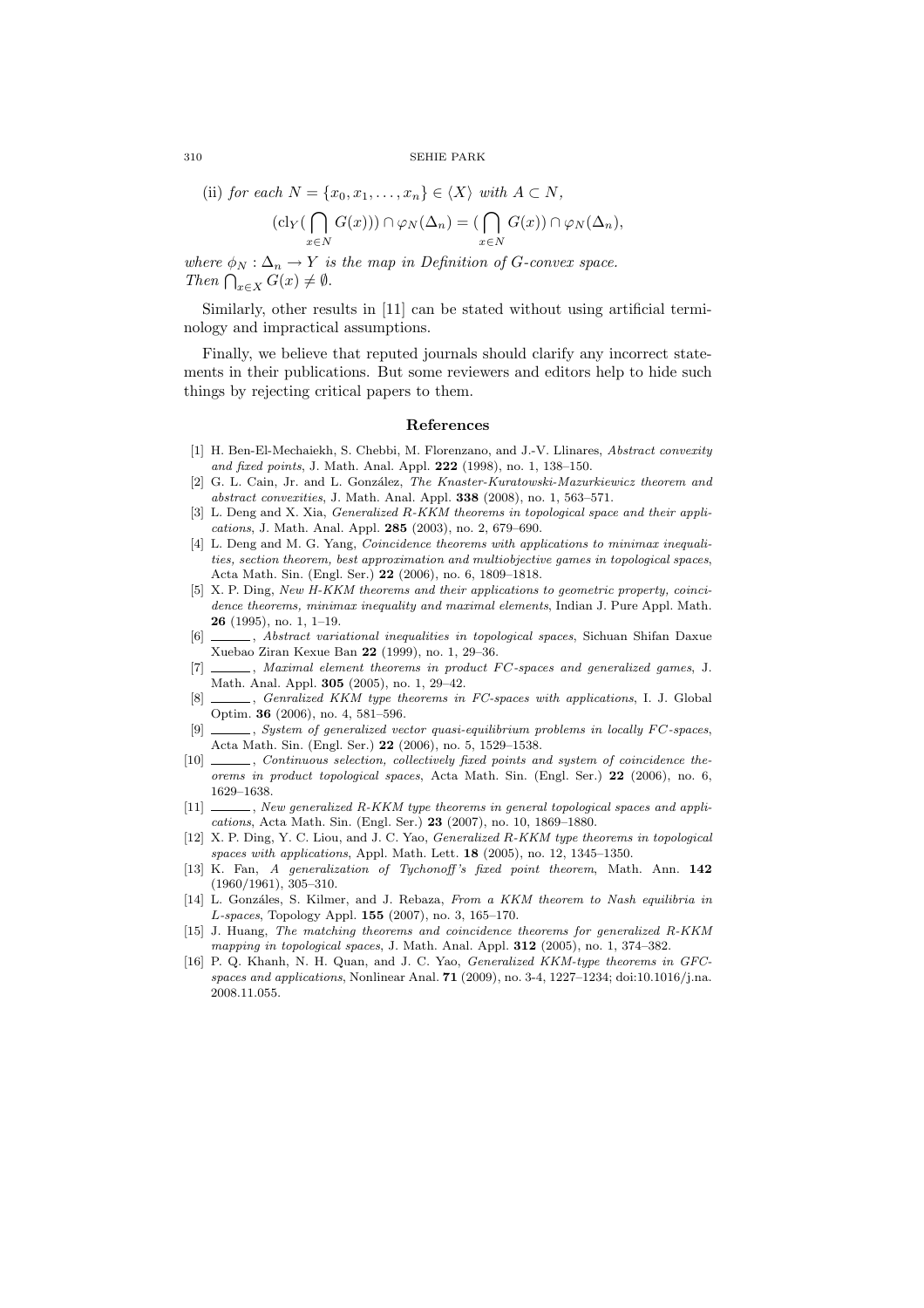(ii) *for each* $N = \{x_0, x_1, \ldots, x_n\} \in \langle X \rangle$ *with* $A \subset N$,

$$(\mathrm{cl}_Y(\bigcap_{x \in N} G(x))) \cap \varphi_N(\Delta_n) = (\bigcap_{x \in N} G(x)) \cap \varphi_N(\Delta_n),$$

*where* $\phi_N : \Delta_n \to Y$ *is the map in Definition of G-convex space.*
*Then* $\bigcap_{x \in X} G(x) \neq \emptyset$.

Similarly, other results in [11] can be stated without using artificial terminology and impractical assumptions.

Finally, we believe that reputed journals should clarify any incorrect statements in their publications. But some reviewers and editors help to hide such things by rejecting critical papers to them.

## References

[1] H. Ben-El-Mechaiekh, S. Chebbi, M. Florenzano, and J.-V. Llinares, *Abstract convexity and fixed points*, J. Math. Anal. Appl. **222** (1998), no. 1, 138–150.

[2] G. L. Cain, Jr. and L. González, *The Knaster-Kuratowski-Mazurkiewicz theorem and abstract convexities*, J. Math. Anal. Appl. **338** (2008), no. 1, 563–571.

[3] L. Deng and X. Xia, *Generalized R-KKM theorems in topological space and their applications*, J. Math. Anal. Appl. **285** (2003), no. 2, 679–690.

[4] L. Deng and M. G. Yang, *Coincidence theorems with applications to minimax inequalities, section theorem, best approximation and multiobjective games in topological spaces*, Acta Math. Sin. (Engl. Ser.) **22** (2006), no. 6, 1809–1818.

[5] X. P. Ding, *New H-KKM theorems and their applications to geometric property, coincidence theorems, minimax inequality and maximal elements*, Indian J. Pure Appl. Math. **26** (1995), no. 1, 1–19.

[6] ______, *Abstract variational inequalities in topological spaces*, Sichuan Shifan Daxue Xuebao Ziran Kexue Ban **22** (1999), no. 1, 29–36.

[7] ______, *Maximal element theorems in product FC-spaces and generalized games*, J. Math. Anal. Appl. **305** (2005), no. 1, 29–42.

[8] ______, *Genralized KKM type theorems in FC-spaces with applications*, I. J. Global Optim. **36** (2006), no. 4, 581–596.

[9] ______, *System of generalized vector quasi-equilibrium problems in locally FC-spaces*, Acta Math. Sin. (Engl. Ser.) **22** (2006), no. 5, 1529–1538.

[10] ______, *Continuous selection, collectively fixed points and system of coincidence theorems in product topological spaces*, Acta Math. Sin. (Engl. Ser.) **22** (2006), no. 6, 1629–1638.

[11] ______, *New generalized R-KKM type theorems in general topological spaces and applications*, Acta Math. Sin. (Engl. Ser.) **23** (2007), no. 10, 1869–1880.

[12] X. P. Ding, Y. C. Liou, and J. C. Yao, *Generalized R-KKM type theorems in topological spaces with applications*, Appl. Math. Lett. **18** (2005), no. 12, 1345–1350.

[13] K. Fan, *A generalization of Tychonoff's fixed point theorem*, Math. Ann. **142** (1960/1961), 305–310.

[14] L. Gonzáles, S. Kilmer, and J. Rebaza, *From a KKM theorem to Nash equilibria in L-spaces*, Topology Appl. **155** (2007), no. 3, 165–170.

[15] J. Huang, *The matching theorems and coincidence theorems for generalized R-KKM mapping in topological spaces*, J. Math. Anal. Appl. **312** (2005), no. 1, 374–382.

[16] P. Q. Khanh, N. H. Quan, and J. C. Yao, *Generalized KKM-type theorems in GFC-spaces and applications*, Nonlinear Anal. **71** (2009), no. 3-4, 1227–1234; doi:10.1016/j.na.2008.11.055.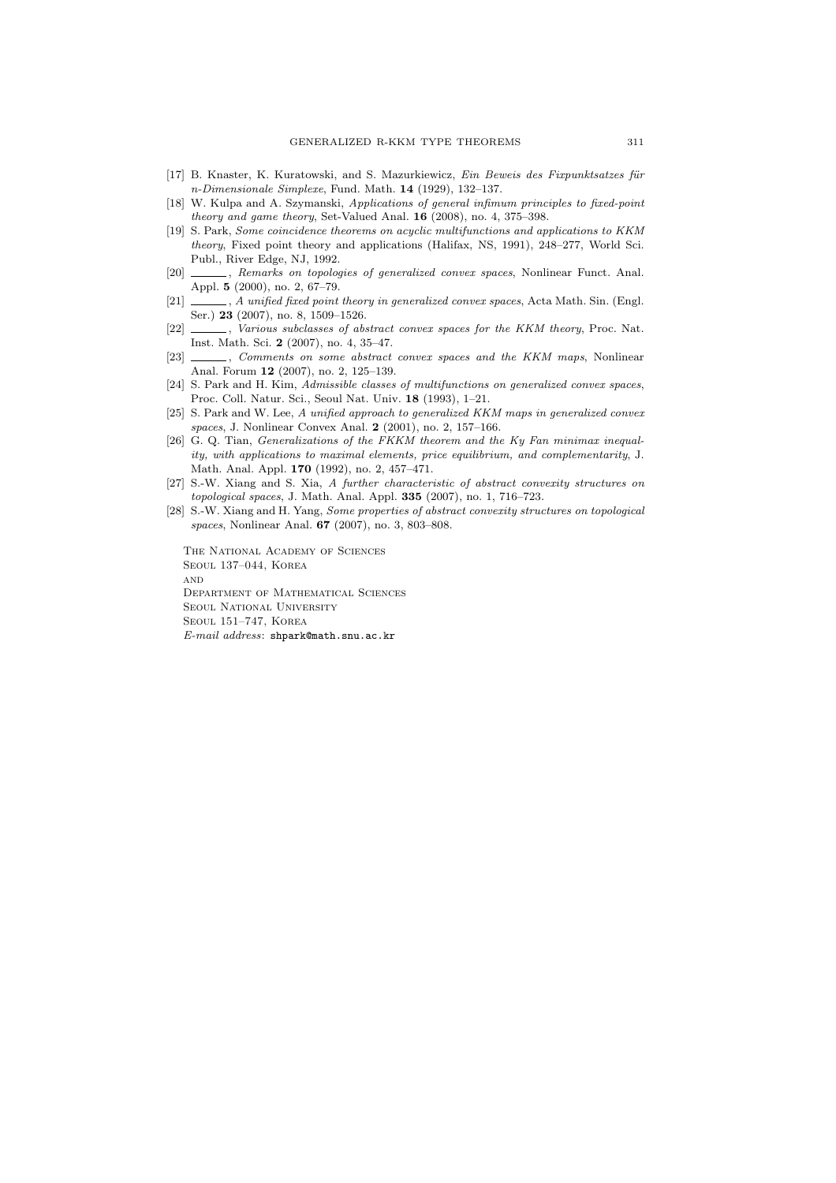[17] B. Knaster, K. Kuratowski, and S. Mazurkiewicz, *Ein Beweis des Fixpunktsatzes für n-Dimensionale Simplexe*, Fund. Math. **14** (1929), 132–137.

[18] W. Kulpa and A. Szymanski, *Applications of general infimum principles to fixed-point theory and game theory*, Set-Valued Anal. **16** (2008), no. 4, 375–398.

[19] S. Park, *Some coincidence theorems on acyclic multifunctions and applications to KKM theory*, Fixed point theory and applications (Halifax, NS, 1991), 248–277, World Sci. Publ., River Edge, NJ, 1992.

[20] ______, *Remarks on topologies of generalized convex spaces*, Nonlinear Funct. Anal. Appl. **5** (2000), no. 2, 67–79.

[21] ______, *A unified fixed point theory in generalized convex spaces*, Acta Math. Sin. (Engl. Ser.) **23** (2007), no. 8, 1509–1526.

[22] ______, *Various subclasses of abstract convex spaces for the KKM theory*, Proc. Nat. Inst. Math. Sci. **2** (2007), no. 4, 35–47.

[23] ______, *Comments on some abstract convex spaces and the KKM maps*, Nonlinear Anal. Forum **12** (2007), no. 2, 125–139.

[24] S. Park and H. Kim, *Admissible classes of multifunctions on generalized convex spaces*, Proc. Coll. Natur. Sci., Seoul Nat. Univ. **18** (1993), 1–21.

[25] S. Park and W. Lee, *A unified approach to generalized KKM maps in generalized convex spaces*, J. Nonlinear Convex Anal. **2** (2001), no. 2, 157–166.

[26] G. Q. Tian, *Generalizations of the FKKM theorem and the Ky Fan minimax inequality, with applications to maximal elements, price equilibrium, and complementarity*, J. Math. Anal. Appl. **170** (1992), no. 2, 457–471.

[27] S.-W. Xiang and S. Xia, *A further characteristic of abstract convexity structures on topological spaces*, J. Math. Anal. Appl. **335** (2007), no. 1, 716–723.

[28] S.-W. Xiang and H. Yang, *Some properties of abstract convexity structures on topological spaces*, Nonlinear Anal. **67** (2007), no. 3, 803–808.

The National Academy of Sciences
Seoul 137–044, Korea
and
Department of Mathematical Sciences
Seoul National University
Seoul 151–747, Korea
*E-mail address*: shpark@math.snu.ac.kr